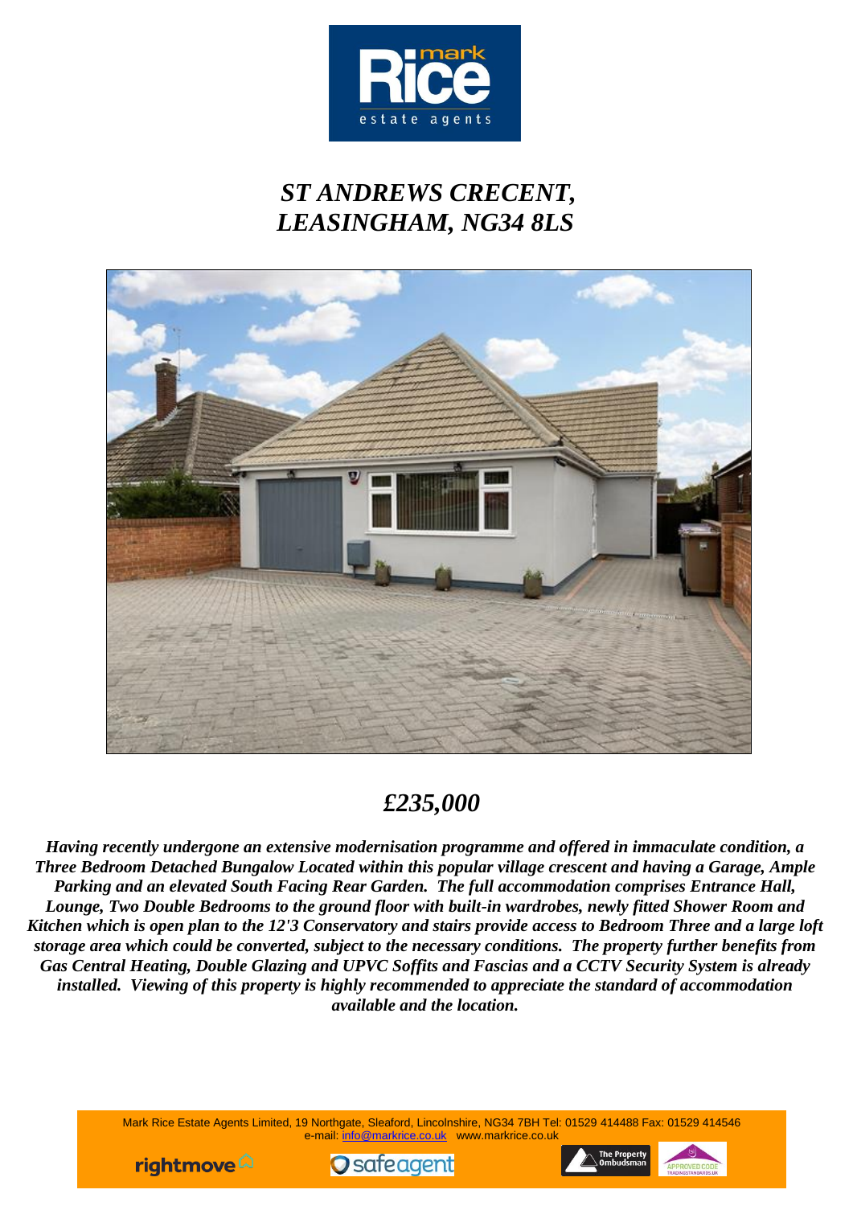# *ST ANDREWS CRECENT, LEASINGHAM, NG34 8LS*

## *£235,000*

***Having recently undergone an extensive modernisation programme and offered in immaculate condition, a Three Bedroom Detached Bungalow Located within this popular village crescent and having a Garage, Ample Parking and an elevated South Facing Rear Garden. The full accommodation comprises Entrance Hall, Lounge, Two Double Bedrooms to the ground floor with built-in wardrobes, newly fitted Shower Room and Kitchen which is open plan to the 12'3 Conservatory and stairs provide access to Bedroom Three and a large loft storage area which could be converted, subject to the necessary conditions. The property further benefits from Gas Central Heating, Double Glazing and UPVC Soffits and Fascias and a CCTV Security System is already installed. Viewing of this property is highly recommended to appreciate the standard of accommodation available and the location.***

Mark Rice Estate Agents Limited, 19 Northgate, Sleaford, Lincolnshire, NG34 7BH Tel: 01529 414488 Fax: 01529 414546
e-mail: info@markrice.co.uk www.markrice.co.uk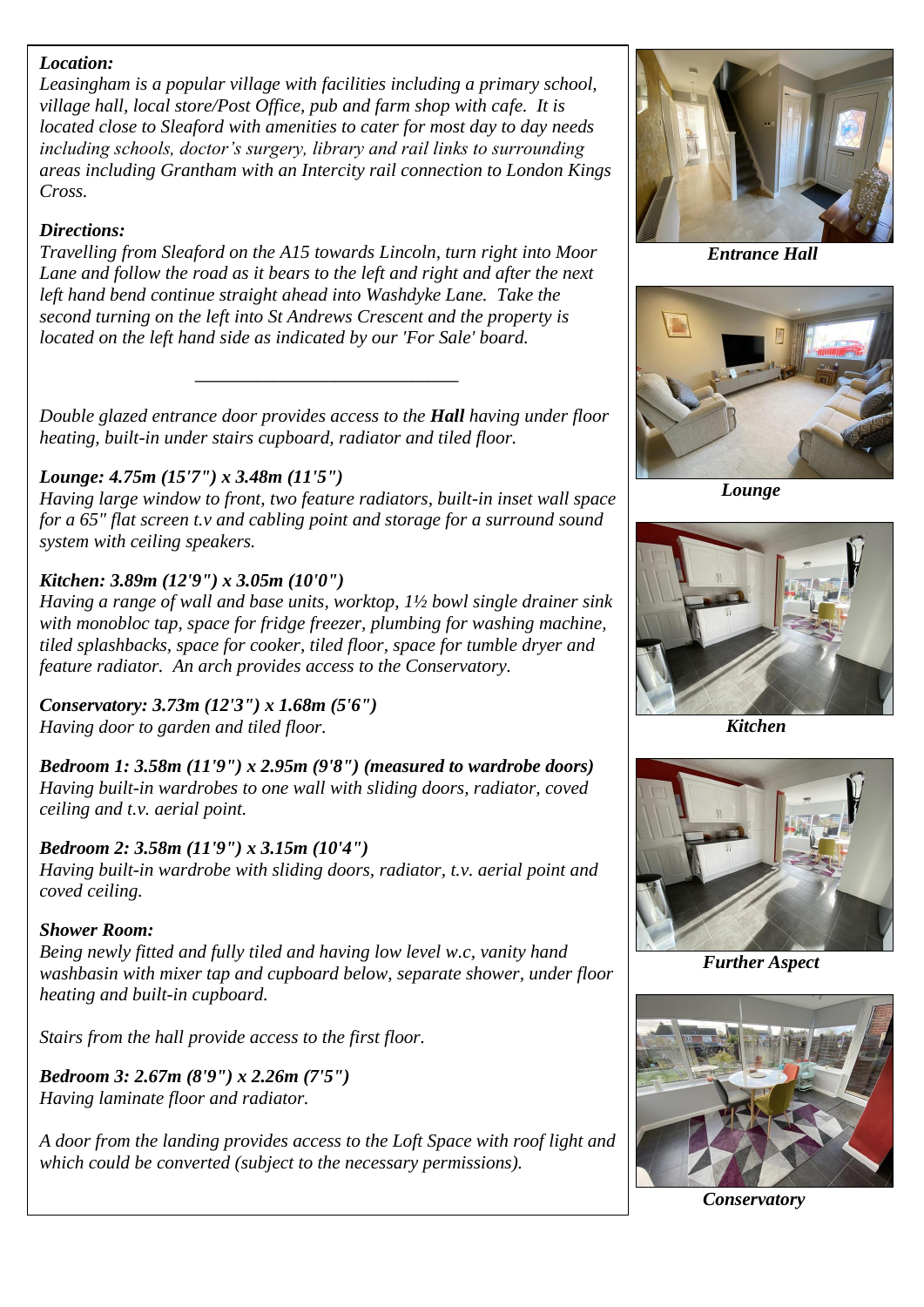***Location:***
*Leasingham is a popular village with facilities including a primary school, village hall, local store/Post Office, pub and farm shop with cafe. It is located close to Sleaford with amenities to cater for most day to day needs including schools, doctor's surgery, library and rail links to surrounding areas including Grantham with an Intercity rail connection to London Kings Cross.*

***Directions:***
*Travelling from Sleaford on the A15 towards Lincoln, turn right into Moor Lane and follow the road as it bears to the left and right and after the next left hand bend continue straight ahead into Washdyke Lane. Take the second turning on the left into St Andrews Crescent and the property is located on the left hand side as indicated by our 'For Sale' board.*

---

*Double glazed entrance door provides access to the* ***Hall*** *having under floor heating, built-in under stairs cupboard, radiator and tiled floor.*

***Lounge: 4.75m (15'7") x 3.48m (11'5")***
*Having large window to front, two feature radiators, built-in inset wall space for a 65" flat screen t.v and cabling point and storage for a surround sound system with ceiling speakers.*

***Kitchen: 3.89m (12'9") x 3.05m (10'0")***
*Having a range of wall and base units, worktop, 1½ bowl single drainer sink with monobloc tap, space for fridge freezer, plumbing for washing machine, tiled splashbacks, space for cooker, tiled floor, space for tumble dryer and feature radiator. An arch provides access to the Conservatory.*

***Conservatory: 3.73m (12'3") x 1.68m (5'6")***
*Having door to garden and tiled floor.*

***Bedroom 1: 3.58m (11'9") x 2.95m (9'8") (measured to wardrobe doors)***
*Having built-in wardrobes to one wall with sliding doors, radiator, coved ceiling and t.v. aerial point.*

***Bedroom 2: 3.58m (11'9") x 3.15m (10'4")***
*Having built-in wardrobe with sliding doors, radiator, t.v. aerial point and coved ceiling.*

***Shower Room:***
*Being newly fitted and fully tiled and having low level w.c, vanity hand washbasin with mixer tap and cupboard below, separate shower, under floor heating and built-in cupboard.*

*Stairs from the hall provide access to the first floor.*

***Bedroom 3: 2.67m (8'9") x 2.26m (7'5")***
*Having laminate floor and radiator.*

*A door from the landing provides access to the Loft Space with roof light and which could be converted (subject to the necessary permissions).*

***Entrance Hall***

***Lounge***

***Kitchen***

***Further Aspect***

***Conservatory***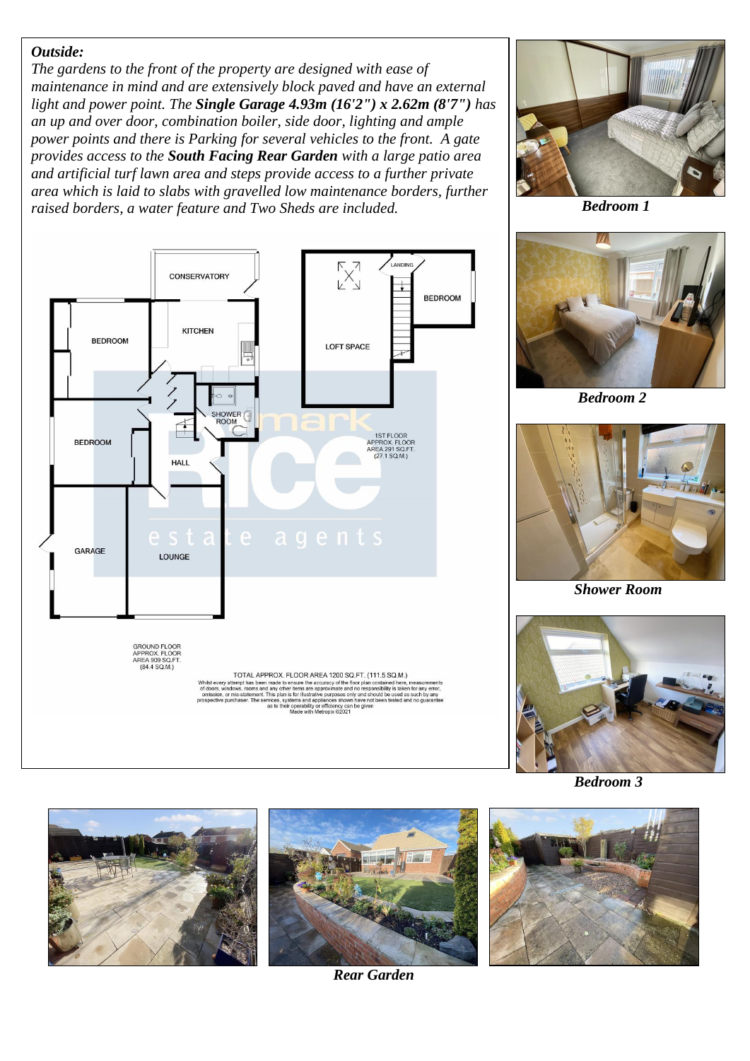***Outside:***

*The gardens to the front of the property are designed with ease of maintenance in mind and are extensively block paved and have an external light and power point. The **Single Garage 4.93m (16'2") x 2.62m (8'7")** has an up and over door, combination boiler, side door, lighting and ample power points and there is Parking for several vehicles to the front. A gate provides access to the **South Facing Rear Garden** with a large patio area and artificial turf lawn area and steps provide access to a further private area which is laid to slabs with gravelled low maintenance borders, further raised borders, a water feature and Two Sheds are included.*

CONSERVATORY
KITCHEN
BEDROOM
BEDROOM
SHOWER ROOM
HALL
GARAGE
LOUNGE
LANDING
BEDROOM
LOFT SPACE

1ST FLOOR
APPROX. FLOOR
AREA 291 SQ.FT.
(27.1 SQ.M.)

GROUND FLOOR
APPROX. FLOOR
AREA 909 SQ.FT.
(84.4 SQ.M.)

TOTAL APPROX. FLOOR AREA 1200 SQ.FT. (111.5 SQ.M.)
Whilst every attempt has been made to ensure the accuracy of the floor plan contained here, measurements of doors, windows, rooms and any other items are approximate and no responsibility is taken for any error, omission, or mis-statement. This plan is for illustrative purposes only and should be used as such by any prospective purchaser. The services, systems and appliances shown have not been tested and no guarantee as to their operability or efficiency can be given
Made with Metropix ©2021

***Bedroom 1***

***Bedroom 2***

***Shower Room***

***Bedroom 3***

***Rear Garden***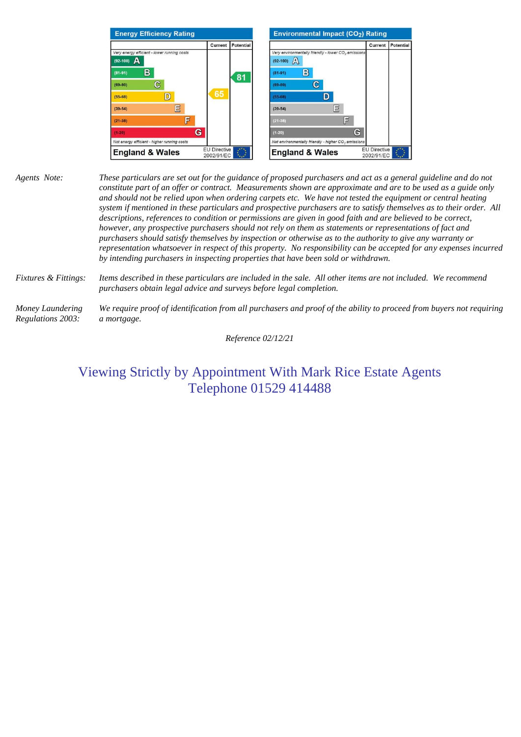**Energy Efficiency Rating**

Current | Potential

Very energy efficient - lower running costs

(92-100) A

(81-91) B

(69-80) C

(55-68) D

(39-54) E

(21-38) F

(1-20) G

Not energy efficient - higher running costs

65

81

England & Wales

EU Directive 2002/91/EC

**Environmental Impact ($CO_2$) Rating**

Current | Potential

Very environmentally friendly - lower $CO_2$ emissions

(92-100) A

(81-91) B

(69-80) C

(55-68) D

(39-54) E

(21-38) F

(1-20) G

Not environmentally friendly - higher $CO_2$ emissions

England & Wales

EU Directive 2002/91/EC

| | |
|---|---|
| *Agents Note:* | *These particulars are set out for the guidance of proposed purchasers and act as a general guideline and do not constitute part of an offer or contract. Measurements shown are approximate and are to be used as a guide only and should not be relied upon when ordering carpets etc. We have not tested the equipment or central heating system if mentioned in these particulars and prospective purchasers are to satisfy themselves as to their order. All descriptions, references to condition or permissions are given in good faith and are believed to be correct, however, any prospective purchasers should not rely on them as statements or representations of fact and purchasers should satisfy themselves by inspection or otherwise as to the authority to give any warranty or representation whatsoever in respect of this property. No responsibility can be accepted for any expenses incurred by intending purchasers in inspecting properties that have been sold or withdrawn.* |
| *Fixtures & Fittings:* | *Items described in these particulars are included in the sale. All other items are not included. We recommend purchasers obtain legal advice and surveys before legal completion.* |
| *Money Laundering Regulations 2003:* | *We require proof of identification from all purchasers and proof of the ability to proceed from buyers not requiring a mortgage.* |

*Reference 02/12/21*

## Viewing Strictly by Appointment With Mark Rice Estate Agents
## Telephone 01529 414488